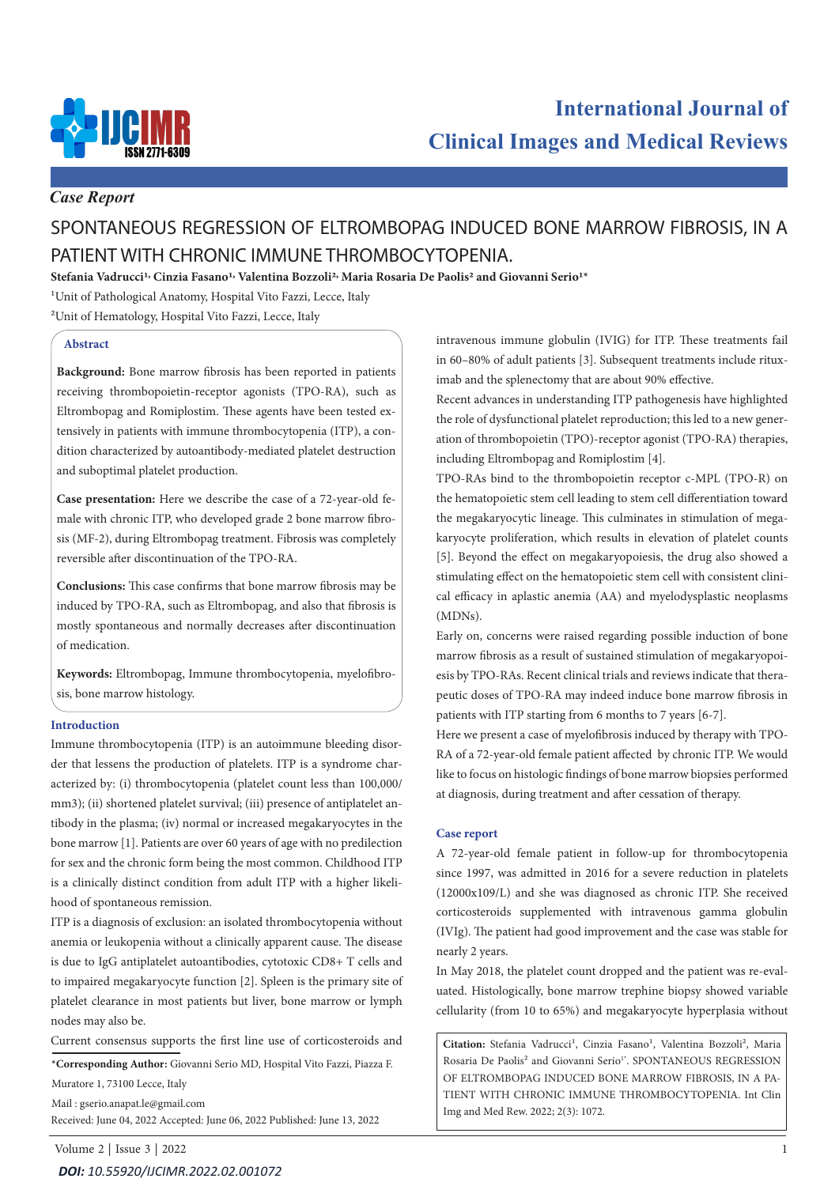*Case Report*

# SPONTANEOUS REGRESSION OF ELTROMBOPAG INDUCED BONE MARROW FIBROSIS, IN A PATIENT WITH CHRONIC IMMUNE THROMBOCYTOPENIA.

**Stefania Vadrucci[1], Cinzia Fasano[1], Valentina Bozzoli[2], Maria Rosaria De Paolis[2] and Giovanni Serio[1]***

[1]Unit of Pathological Anatomy, Hospital Vito Fazzi, Lecce, Italy

[2]Unit of Hematology, Hospital Vito Fazzi, Lecce, Italy

## Abstract

**Background:** Bone marrow fibrosis has been reported in patients receiving thrombopoietin-receptor agonists (TPO-RA), such as Eltrombopag and Romiplostim. These agents have been tested extensively in patients with immune thrombocytopenia (ITP), a condition characterized by autoantibody-mediated platelet destruction and suboptimal platelet production.

**Case presentation:** Here we describe the case of a 72-year-old female with chronic ITP, who developed grade 2 bone marrow fibrosis (MF-2), during Eltrombopag treatment. Fibrosis was completely reversible after discontinuation of the TPO-RA.

**Conclusions:** This case confirms that bone marrow fibrosis may be induced by TPO-RA, such as Eltrombopag, and also that fibrosis is mostly spontaneous and normally decreases after discontinuation of medication.

**Keywords:** Eltrombopag, Immune thrombocytopenia, myelofibrosis, bone marrow histology.

## Introduction

Immune thrombocytopenia (ITP) is an autoimmune bleeding disorder that lessens the production of platelets. ITP is a syndrome characterized by: (i) thrombocytopenia (platelet count less than 100,000/mm3); (ii) shortened platelet survival; (iii) presence of antiplatelet antibody in the plasma; (iv) normal or increased megakaryocytes in the bone marrow [1]. Patients are over 60 years of age with no predilection for sex and the chronic form being the most common. Childhood ITP is a clinically distinct condition from adult ITP with a higher likelihood of spontaneous remission.

ITP is a diagnosis of exclusion: an isolated thrombocytopenia without anemia or leukopenia without a clinically apparent cause. The disease is due to IgG antiplatelet autoantibodies, cytotoxic CD8+ T cells and to impaired megakaryocyte function [2]. Spleen is the primary site of platelet clearance in most patients but liver, bone marrow or lymph nodes may also be.

Current consensus supports the first line use of corticosteroids and intravenous immune globulin (IVIG) for ITP. These treatments fail in 60–80% of adult patients [3]. Subsequent treatments include rituximab and the splenectomy that are about 90% effective.

Recent advances in understanding ITP pathogenesis have highlighted the role of dysfunctional platelet reproduction; this led to a new generation of thrombopoietin (TPO)-receptor agonist (TPO-RA) therapies, including Eltrombopag and Romiplostim [4].

TPO-RAs bind to the thrombopoietin receptor c-MPL (TPO-R) on the hematopoietic stem cell leading to stem cell differentiation toward the megakaryocytic lineage. This culminates in stimulation of megakaryocyte proliferation, which results in elevation of platelet counts [5]. Beyond the effect on megakaryopoiesis, the drug also showed a stimulating effect on the hematopoietic stem cell with consistent clinical efficacy in aplastic anemia (AA) and myelodysplastic neoplasms (MDNs).

Early on, concerns were raised regarding possible induction of bone marrow fibrosis as a result of sustained stimulation of megakaryopoiesis by TPO-RAs. Recent clinical trials and reviews indicate that therapeutic doses of TPO-RA may indeed induce bone marrow fibrosis in patients with ITP starting from 6 months to 7 years [6-7].

Here we present a case of myelofibrosis induced by therapy with TPO-RA of a 72-year-old female patient affected by chronic ITP. We would like to focus on histologic findings of bone marrow biopsies performed at diagnosis, during treatment and after cessation of therapy.

## Case report

A 72-year-old female patient in follow-up for thrombocytopenia since 1997, was admitted in 2016 for a severe reduction in platelets (12000x109/L) and she was diagnosed as chronic ITP. She received corticosteroids supplemented with intravenous gamma globulin (IVIg). The patient had good improvement and the case was stable for nearly 2 years.

In May 2018, the platelet count dropped and the patient was re-evaluated. Histologically, bone marrow trephine biopsy showed variable cellularity (from 10 to 65%) and megakaryocyte hyperplasia without

**Citation:** Stefania Vadrucci[1], Cinzia Fasano[1], Valentina Bozzoli[2], Maria Rosaria De Paolis[2] and Giovanni Serio[1]*. SPONTANEOUS REGRESSION OF ELTROMBOPAG INDUCED BONE MARROW FIBROSIS, IN A PATIENT WITH CHRONIC IMMUNE THROMBOCYTOPENIA. Int Clin Img and Med Rew. 2022; 2(3): 1072.

***Corresponding Author:** Giovanni Serio MD, Hospital Vito Fazzi, Piazza F. Muratore 1, 73100 Lecce, Italy

Mail : gserio.anapat.le@gmail.com

Received: June 04, 2022 Accepted: June 06, 2022 Published: June 13, 2022

***DOI: 10.55920/IJCIMR.2022.02.001072***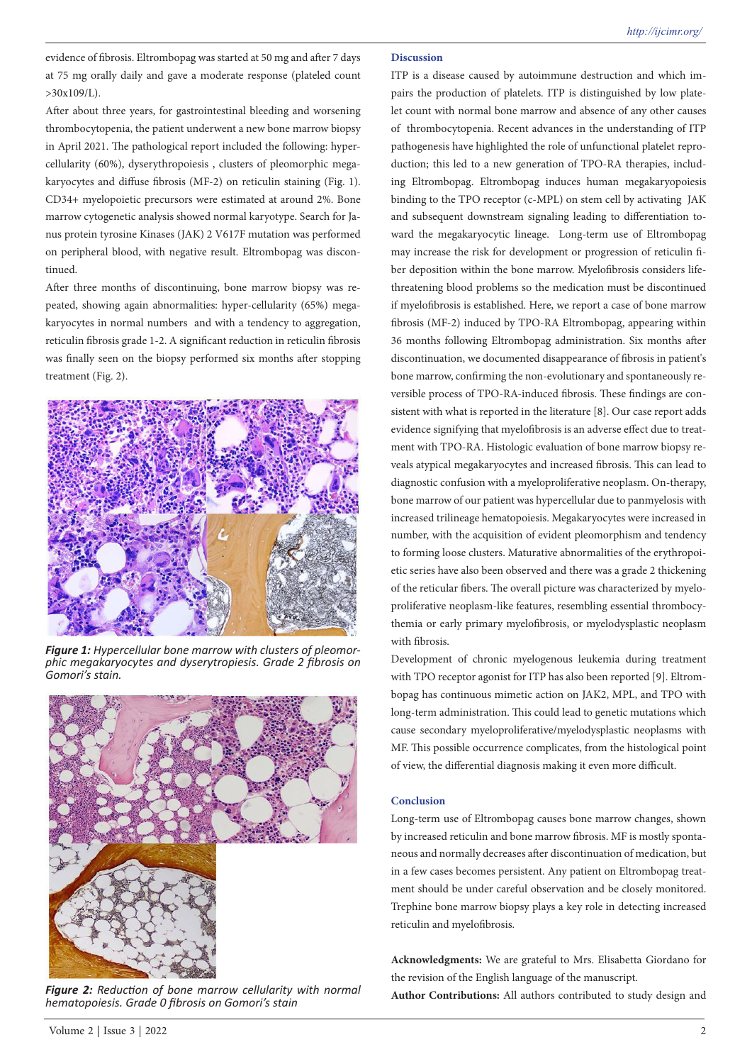evidence of fibrosis. Eltrombopag was started at 50 mg and after 7 days at 75 mg orally daily and gave a moderate response (plateled count >30x109/L).

After about three years, for gastrointestinal bleeding and worsening thrombocytopenia, the patient underwent a new bone marrow biopsy in April 2021. The pathological report included the following: hypercellularity (60%), dyserythropoiesis , clusters of pleomorphic megakaryocytes and diffuse fibrosis (MF-2) on reticulin staining (Fig. 1). CD34+ myelopoietic precursors were estimated at around 2%. Bone marrow cytogenetic analysis showed normal karyotype. Search for Janus protein tyrosine Kinases (JAK) 2 V617F mutation was performed on peripheral blood, with negative result. Eltrombopag was discontinued.

After three months of discontinuing, bone marrow biopsy was repeated, showing again abnormalities: hyper-cellularity (65%) megakaryocytes in normal numbers and with a tendency to aggregation, reticulin fibrosis grade 1-2. A significant reduction in reticulin fibrosis was finally seen on the biopsy performed six months after stopping treatment (Fig. 2).

***Figure 1:*** *Hypercellular bone marrow with clusters of pleomorphic megakaryocytes and dyserytropiesis. Grade 2 fibrosis on Gomori's stain.*

***Figure 2:*** *Reduction of bone marrow cellularity with normal hematopoiesis. Grade 0 fibrosis on Gomori's stain*

## Discussion

ITP is a disease caused by autoimmune destruction and which impairs the production of platelets. ITP is distinguished by low platelet count with normal bone marrow and absence of any other causes of thrombocytopenia. Recent advances in the understanding of ITP pathogenesis have highlighted the role of unfunctional platelet reproduction; this led to a new generation of TPO-RA therapies, including Eltrombopag. Eltrombopag induces human megakaryopoiesis binding to the TPO receptor (c-MPL) on stem cell by activating JAK and subsequent downstream signaling leading to differentiation toward the megakaryocytic lineage. Long-term use of Eltrombopag may increase the risk for development or progression of reticulin fiber deposition within the bone marrow. Myelofibrosis considers life-threatening blood problems so the medication must be discontinued if myelofibrosis is established. Here, we report a case of bone marrow fibrosis (MF-2) induced by TPO-RA Eltrombopag, appearing within 36 months following Eltrombopag administration. Six months after discontinuation, we documented disappearance of fibrosis in patient's bone marrow, confirming the non-evolutionary and spontaneously reversible process of TPO-RA-induced fibrosis. These findings are consistent with what is reported in the literature [8]. Our case report adds evidence signifying that myelofibrosis is an adverse effect due to treatment with TPO-RA. Histologic evaluation of bone marrow biopsy reveals atypical megakaryocytes and increased fibrosis. This can lead to diagnostic confusion with a myeloproliferative neoplasm. On-therapy, bone marrow of our patient was hypercellular due to panmyelosis with increased trilineage hematopoiesis. Megakaryocytes were increased in number, with the acquisition of evident pleomorphism and tendency to forming loose clusters. Maturative abnormalities of the erythropoietic series have also been observed and there was a grade 2 thickening of the reticular fibers. The overall picture was characterized by myeloproliferative neoplasm-like features, resembling essential thrombocythemia or early primary myelofibrosis, or myelodysplastic neoplasm with fibrosis.

Development of chronic myelogenous leukemia during treatment with TPO receptor agonist for ITP has also been reported [9]. Eltrombopag has continuous mimetic action on JAK2, MPL, and TPO with long-term administration. This could lead to genetic mutations which cause secondary myeloproliferative/myelodysplastic neoplasms with MF. This possible occurrence complicates, from the histological point of view, the differential diagnosis making it even more difficult.

## Conclusion

Long-term use of Eltrombopag causes bone marrow changes, shown by increased reticulin and bone marrow fibrosis. MF is mostly spontaneous and normally decreases after discontinuation of medication, but in a few cases becomes persistent. Any patient on Eltrombopag treatment should be under careful observation and be closely monitored. Trephine bone marrow biopsy plays a key role in detecting increased reticulin and myelofibrosis.

**Acknowledgments:** We are grateful to Mrs. Elisabetta Giordano for the revision of the English language of the manuscript.

**Author Contributions:** All authors contributed to study design and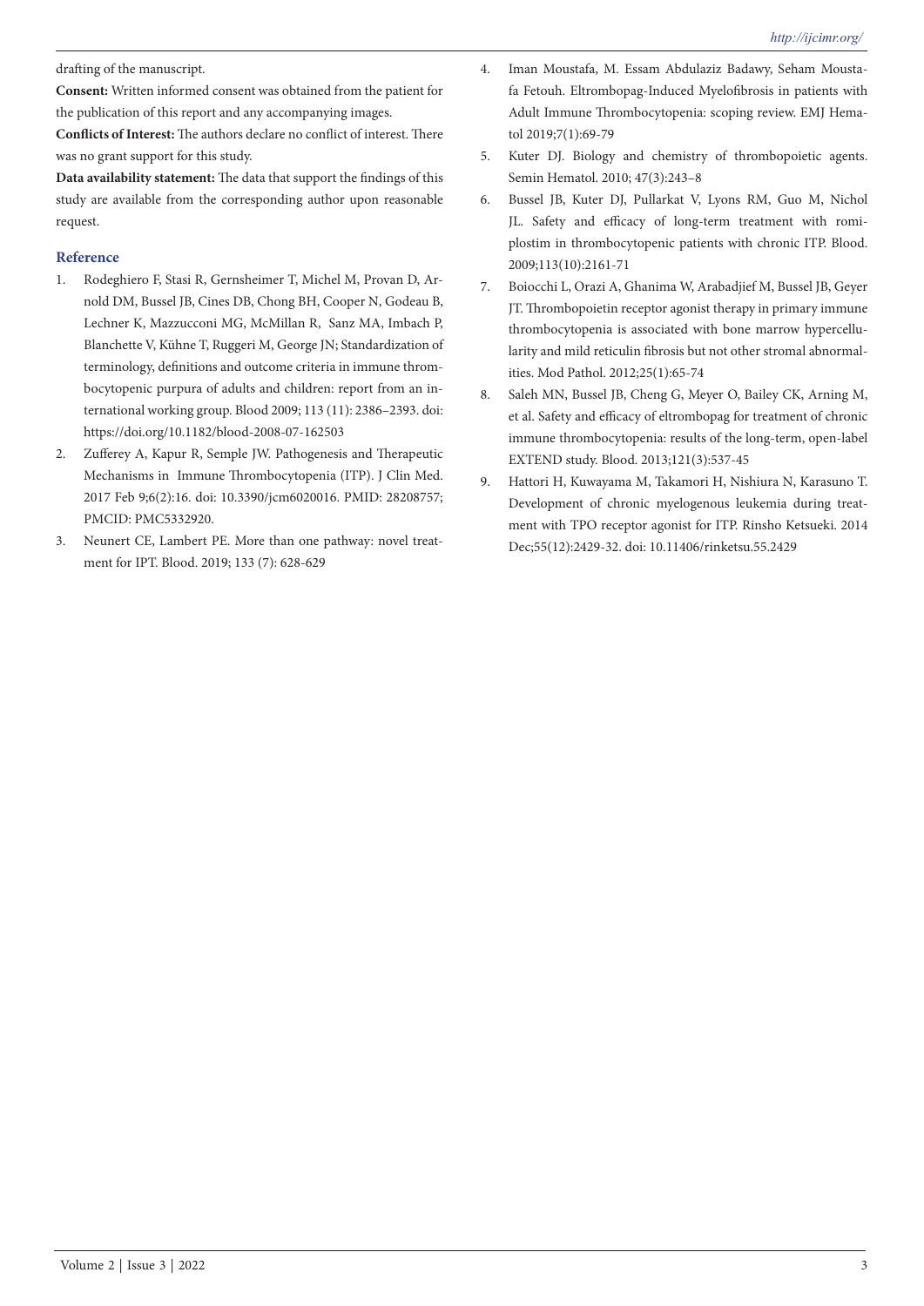drafting of the manuscript.

**Consent:** Written informed consent was obtained from the patient for the publication of this report and any accompanying images.

**Conflicts of Interest:** The authors declare no conflict of interest. There was no grant support for this study.

**Data availability statement:** The data that support the findings of this study are available from the corresponding author upon reasonable request.

## Reference

1. Rodeghiero F, Stasi R, Gernsheimer T, Michel M, Provan D, Arnold DM, Bussel JB, Cines DB, Chong BH, Cooper N, Godeau B, Lechner K, Mazzucconi MG, McMillan R, Sanz MA, Imbach P, Blanchette V, Kühne T, Ruggeri M, George JN; Standardization of terminology, definitions and outcome criteria in immune thrombocytopenic purpura of adults and children: report from an international working group. Blood 2009; 113 (11): 2386–2393. doi: https://doi.org/10.1182/blood-2008-07-162503
2. Zufferey A, Kapur R, Semple JW. Pathogenesis and Therapeutic Mechanisms in Immune Thrombocytopenia (ITP). J Clin Med. 2017 Feb 9;6(2):16. doi: 10.3390/jcm6020016. PMID: 28208757; PMCID: PMC5332920.
3. Neunert CE, Lambert PE. More than one pathway: novel treatment for IPT. Blood. 2019; 133 (7): 628-629
4. Iman Moustafa, M. Essam Abdulaziz Badawy, Seham Moustafa Fetouh. Eltrombopag-Induced Myelofibrosis in patients with Adult Immune Thrombocytopenia: scoping review. EMJ Hematol 2019;7(1):69-79
5. Kuter DJ. Biology and chemistry of thrombopoietic agents. Semin Hematol. 2010; 47(3):243–8
6. Bussel JB, Kuter DJ, Pullarkat V, Lyons RM, Guo M, Nichol JL. Safety and efficacy of long-term treatment with romiplostim in thrombocytopenic patients with chronic ITP. Blood. 2009;113(10):2161-71
7. Boiocchi L, Orazi A, Ghanima W, Arabadjief M, Bussel JB, Geyer JT. Thrombopoietin receptor agonist therapy in primary immune thrombocytopenia is associated with bone marrow hypercellularity and mild reticulin fibrosis but not other stromal abnormalities. Mod Pathol. 2012;25(1):65-74
8. Saleh MN, Bussel JB, Cheng G, Meyer O, Bailey CK, Arning M, et al. Safety and efficacy of eltrombopag for treatment of chronic immune thrombocytopenia: results of the long-term, open-label EXTEND study. Blood. 2013;121(3):537-45
9. Hattori H, Kuwayama M, Takamori H, Nishiura N, Karasuno T. Development of chronic myelogenous leukemia during treatment with TPO receptor agonist for ITP. Rinsho Ketsueki. 2014 Dec;55(12):2429-32. doi: 10.11406/rinketsu.55.2429